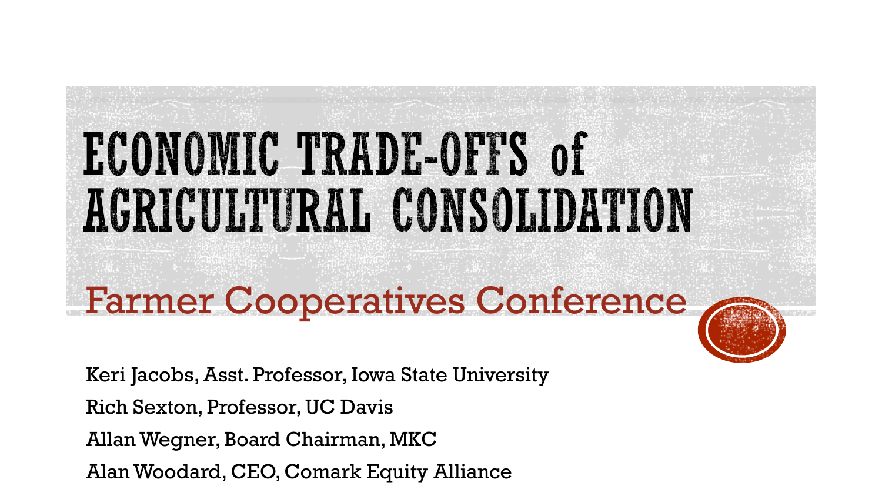# ECONOMIC TRADE-OFFS of AGRICULTURAL CONSOLIDATION

## Farmer Cooperatives Conference

Keri Jacobs, Asst. Professor, Iowa State University

Rich Sexton, Professor, UC Davis

Allan Wegner, Board Chairman, MKC

Alan Woodard, CEO, Comark Equity Alliance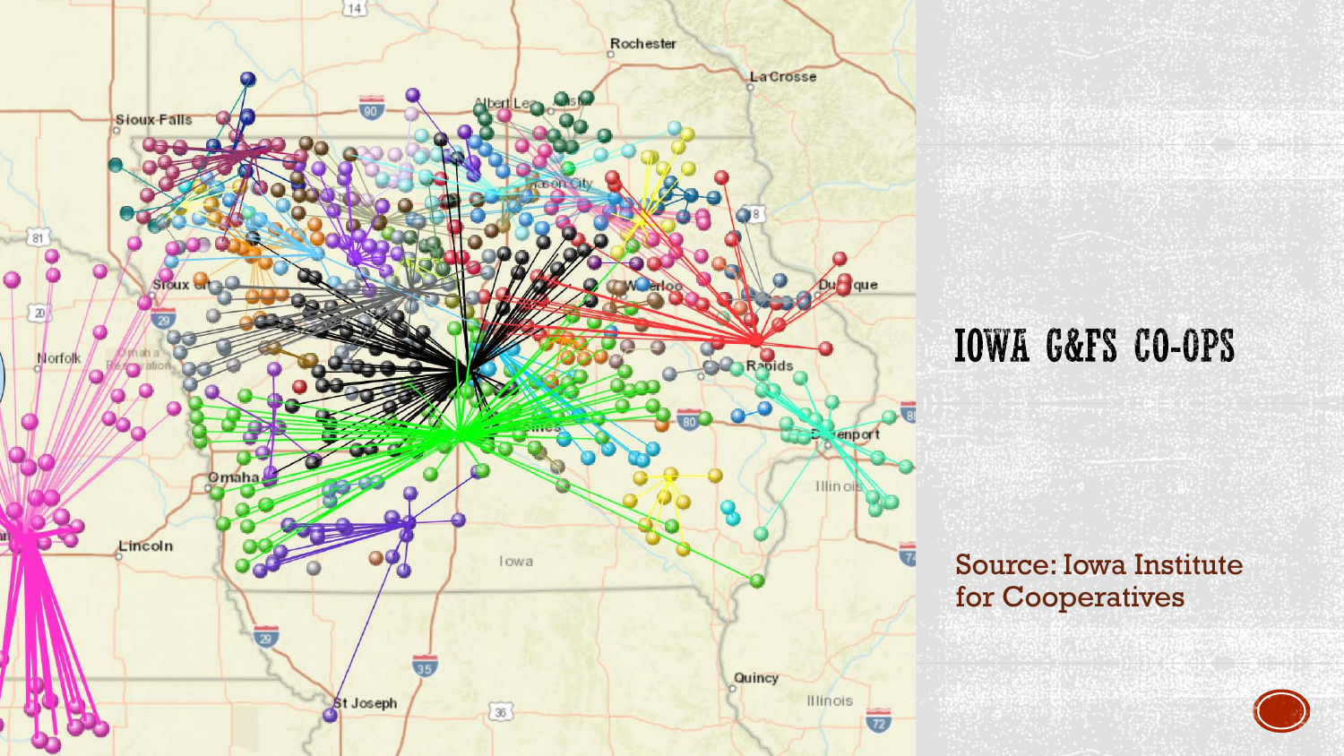# IOWA G&FS CO-OPS

Source: Iowa Institute for Cooperatives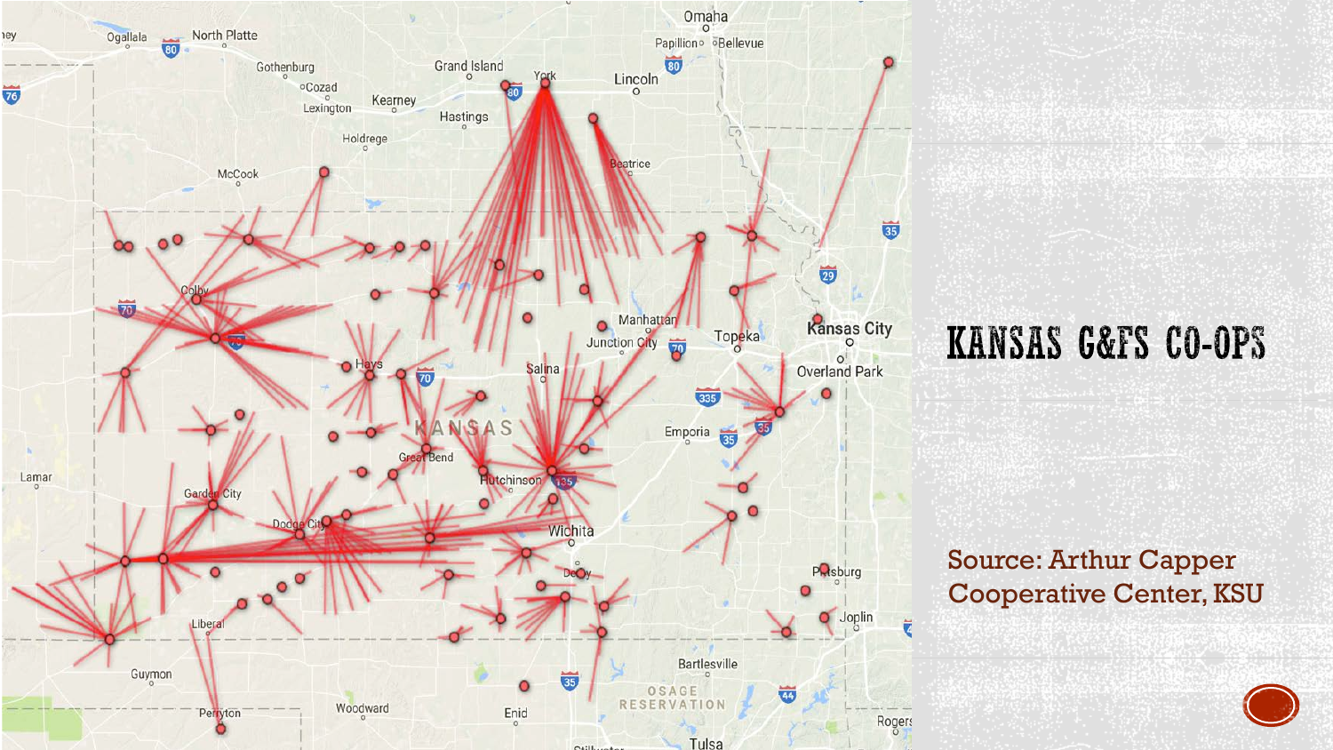# KANSAS G&FS CO-OPS

Source: Arthur Capper Cooperative Center, KSU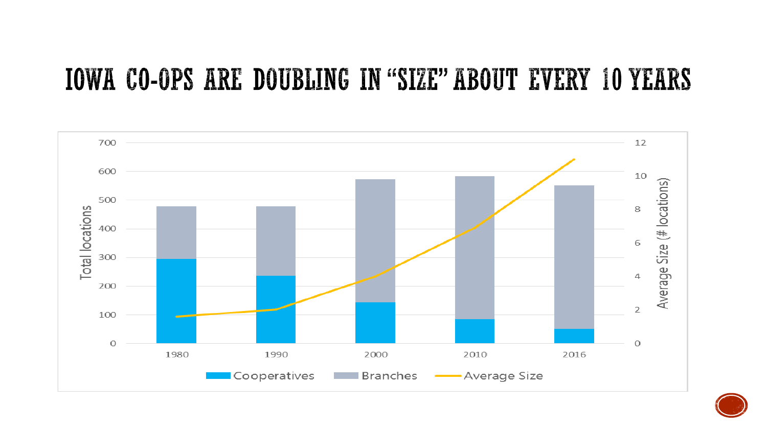# IOWA CO-OPS ARE DOUBLING IN "SIZE" ABOUT EVERY 10 YEARS

Total locations: 0, 100, 200, 300, 400, 500, 600, 700

Average Size (# locations): 0, 2, 4, 6, 8, 10, 12

1980, 1990, 2000, 2010, 2016

Cooperatives, Branches, Average Size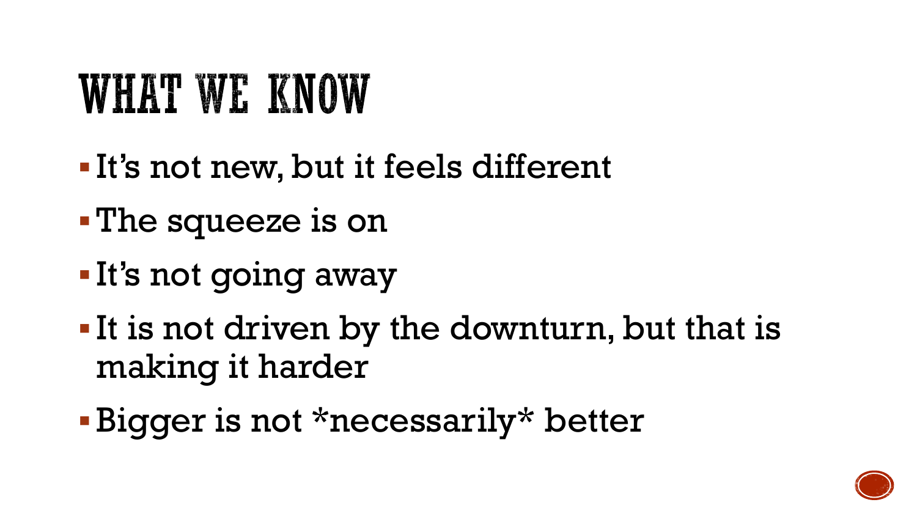# WHAT WE KNOW

- It's not new, but it feels different
- The squeeze is on
- It's not going away
- It is not driven by the downturn, but that is making it harder
- Bigger is not *necessarily* better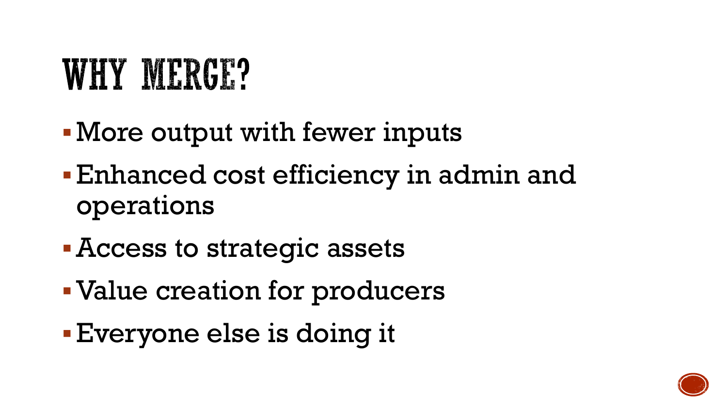# WHY MERGE?

- More output with fewer inputs
- Enhanced cost efficiency in admin and operations
- Access to strategic assets
- Value creation for producers
- Everyone else is doing it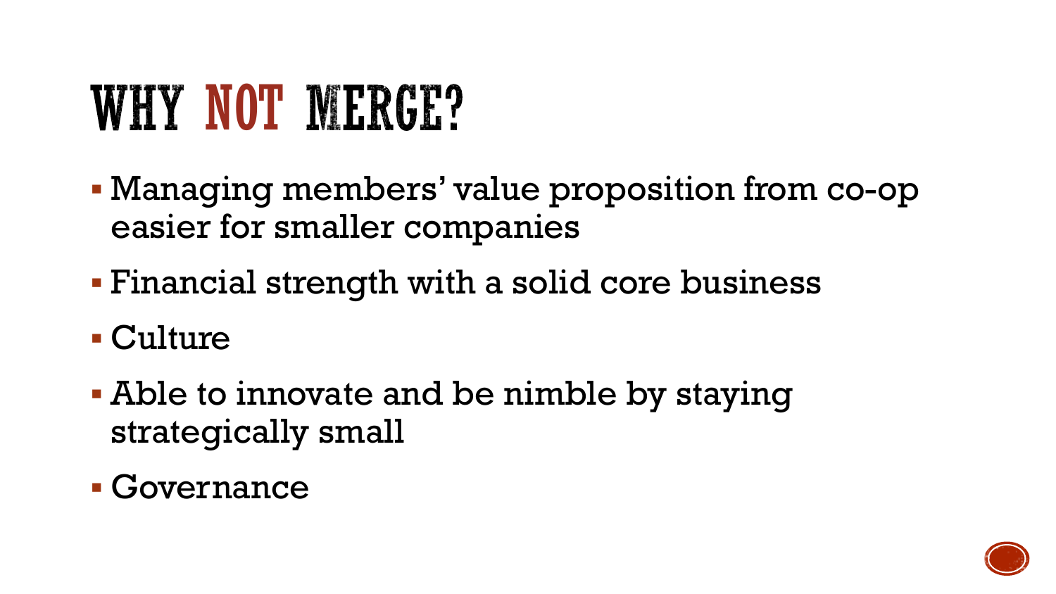# WHY NOT MERGE?

- Managing members' value proposition from co-op easier for smaller companies
- Financial strength with a solid core business
- Culture
- Able to innovate and be nimble by staying strategically small
- Governance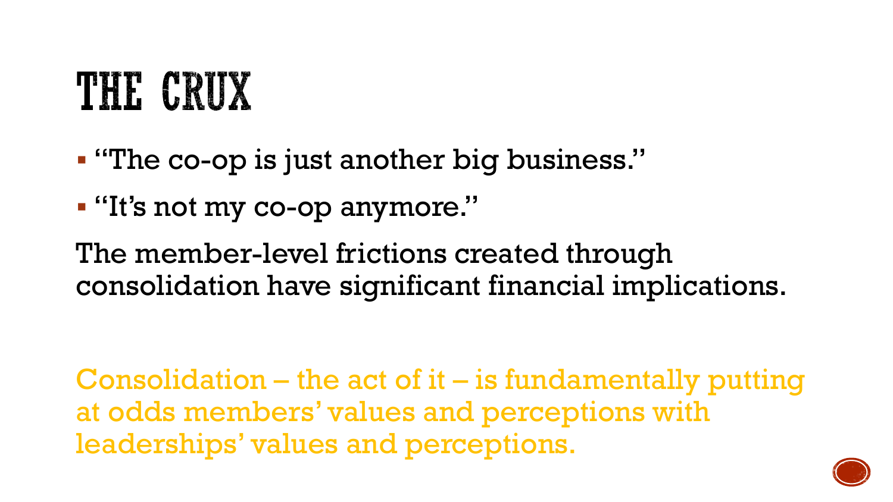# THE CRUX

- "The co-op is just another big business."
- "It's not my co-op anymore."

The member-level frictions created through consolidation have significant financial implications.

Consolidation – the act of it – is fundamentally putting at odds members' values and perceptions with leaderships' values and perceptions.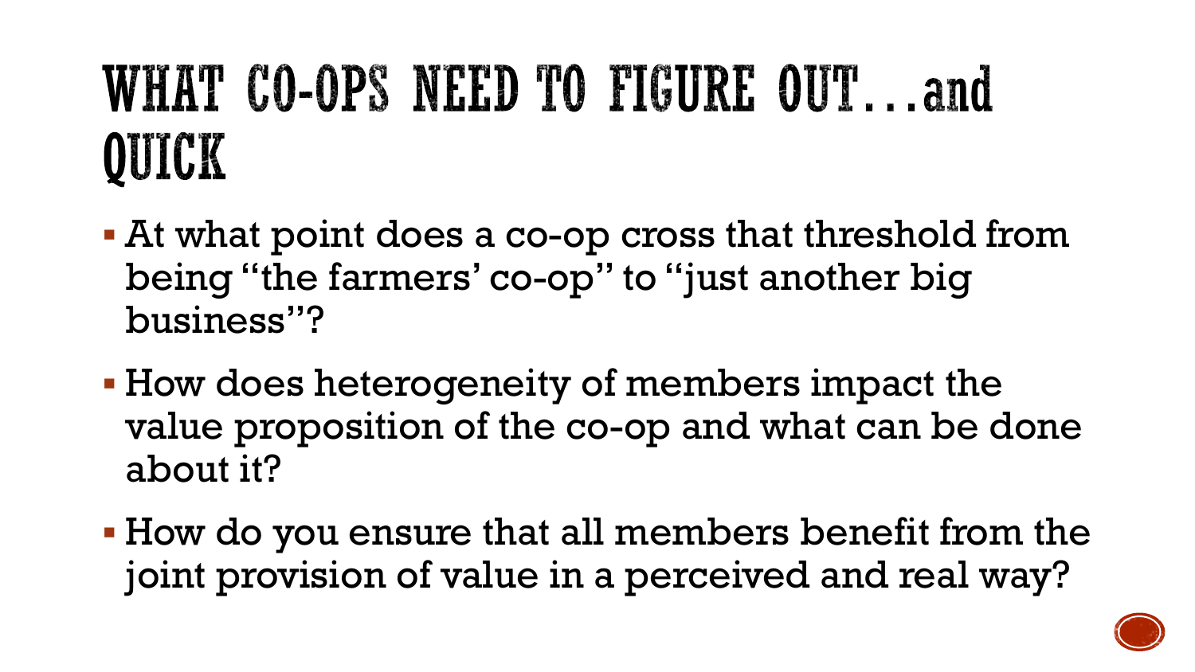# WHAT CO-OPS NEED TO FIGURE OUT…and QUICK

- At what point does a co-op cross that threshold from being "the farmers' co-op" to "just another big business"?
- How does heterogeneity of members impact the value proposition of the co-op and what can be done about it?
- How do you ensure that all members benefit from the joint provision of value in a perceived and real way?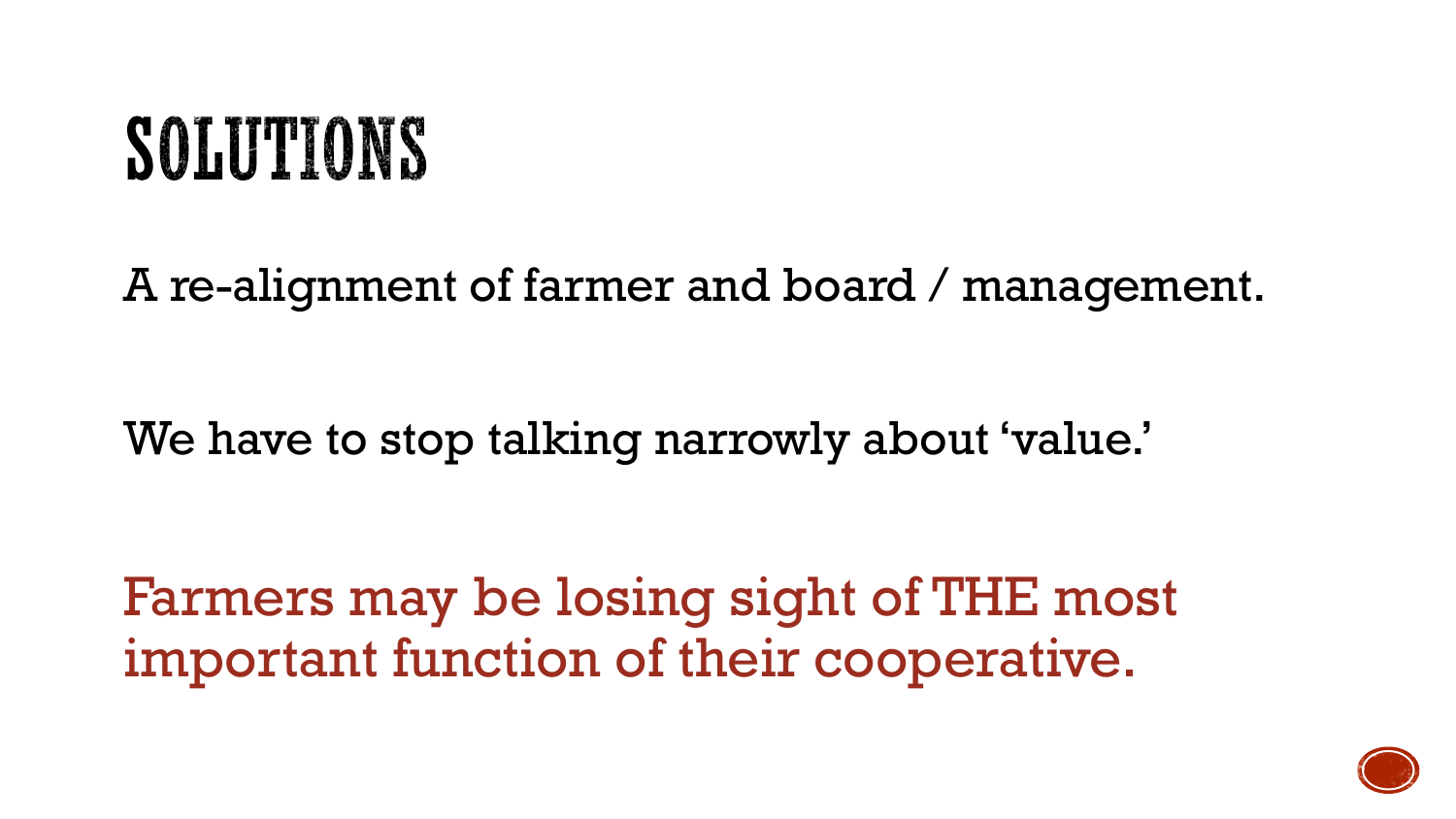# SOLUTIONS

A re-alignment of farmer and board / management.

We have to stop talking narrowly about 'value.'

Farmers may be losing sight of THE most important function of their cooperative.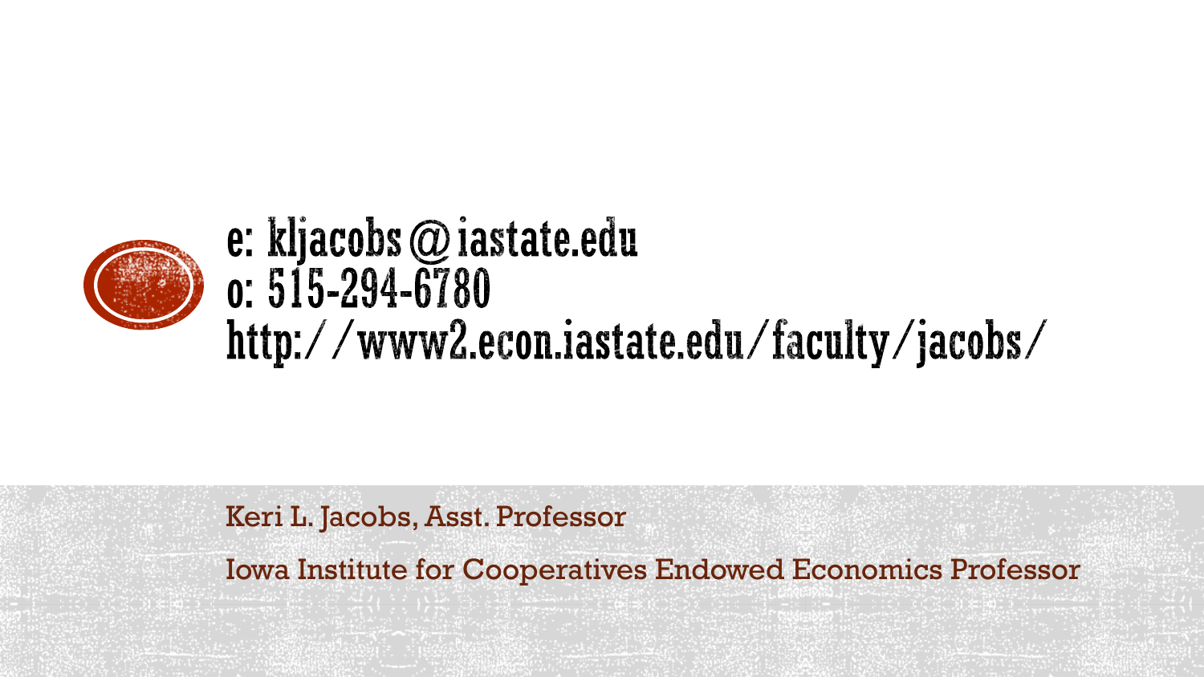e: kljacobs@iastate.edu
o: 515-294-6780
http://www2.econ.iastate.edu/faculty/jacobs/

Keri L. Jacobs, Asst. Professor

Iowa Institute for Cooperatives Endowed Economics Professor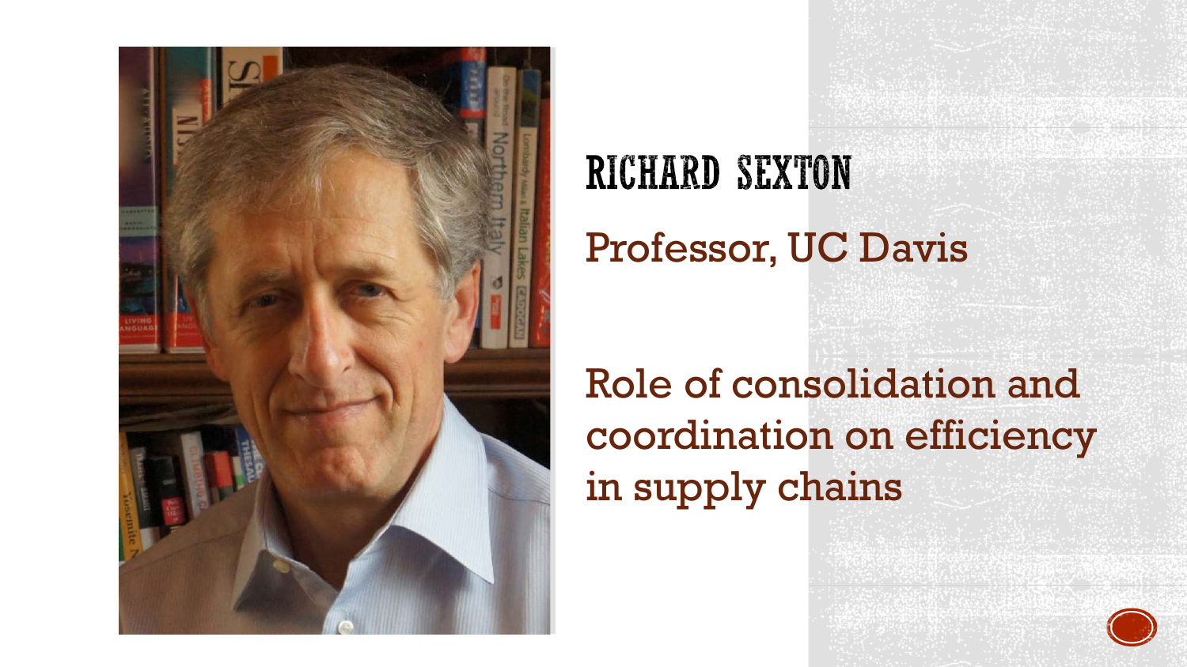# RICHARD SEXTON

Professor, UC Davis

Role of consolidation and coordination on efficiency in supply chains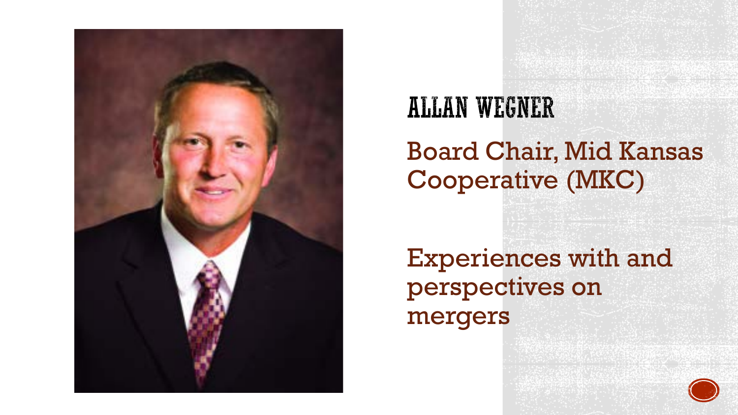# ALLAN WEGNER

Board Chair, Mid Kansas Cooperative (MKC)

Experiences with and perspectives on mergers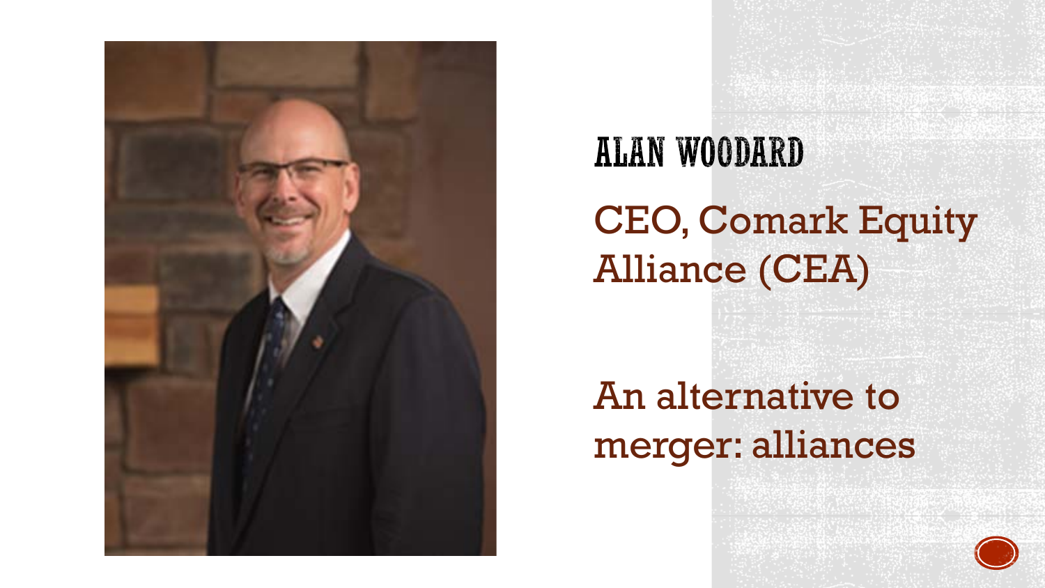## ALAN WOODARD

CEO, Comark Equity Alliance (CEA)

An alternative to merger: alliances